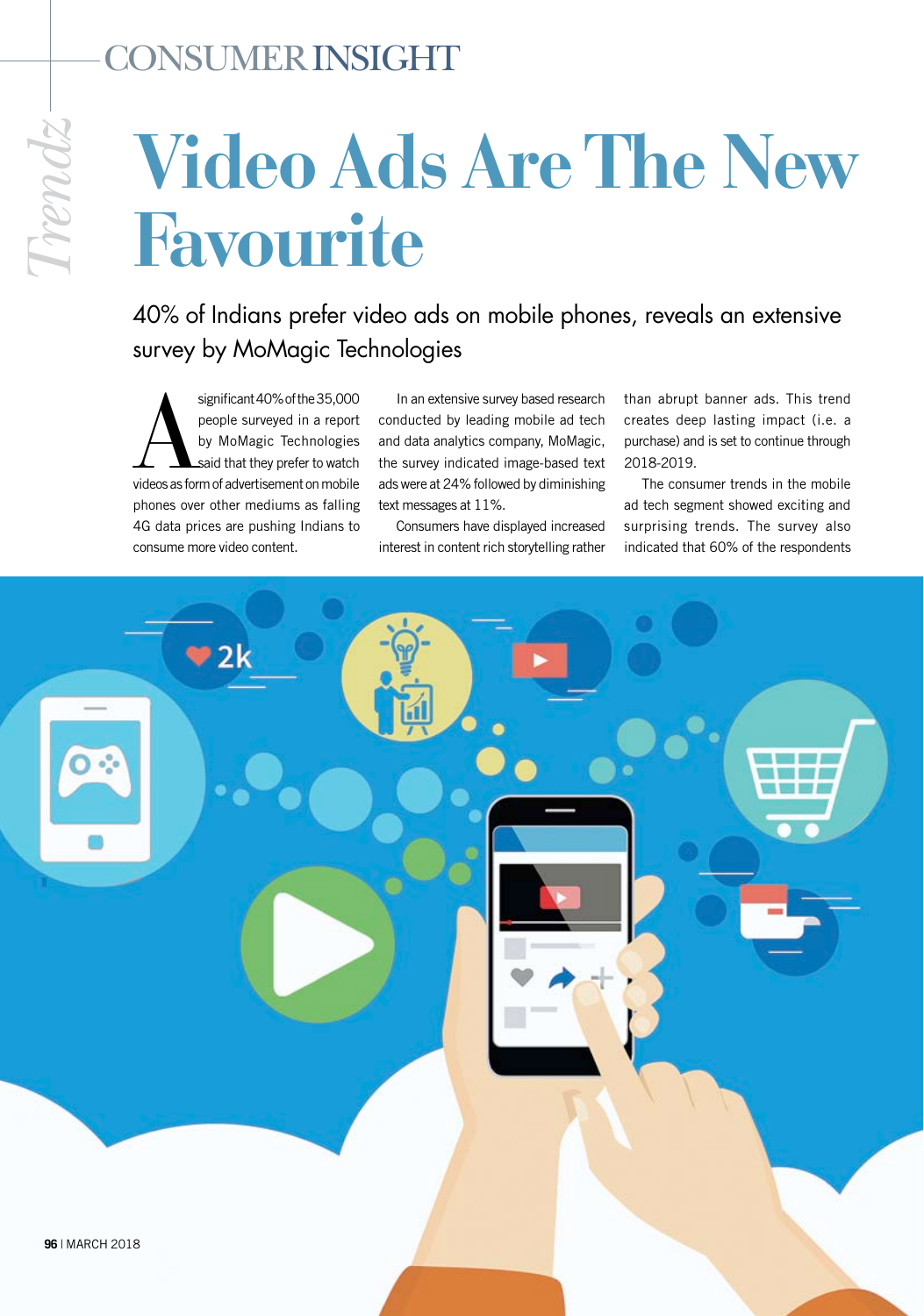CONSUMER INSIGHT

*Trendz*

# Video Ads Are The New Favourite

## 40% of Indians prefer video ads on mobile phones, reveals an extensive survey by MoMagic Technologies

A significant 40% of the 35,000 people surveyed in a report by MoMagic Technologies said that they prefer to watch videos as form of advertisement on mobile phones over other mediums as falling 4G data prices are pushing Indians to consume more video content.

In an extensive survey based research conducted by leading mobile ad tech and data analytics company, MoMagic, the survey indicated image-based text ads were at 24% followed by diminishing text messages at 11%.

Consumers have displayed increased interest in content rich storytelling rather than abrupt banner ads. This trend creates deep lasting impact (i.e. a purchase) and is set to continue through 2018-2019.

The consumer trends in the mobile ad tech segment showed exciting and surprising trends. The survey also indicated that 60% of the respondents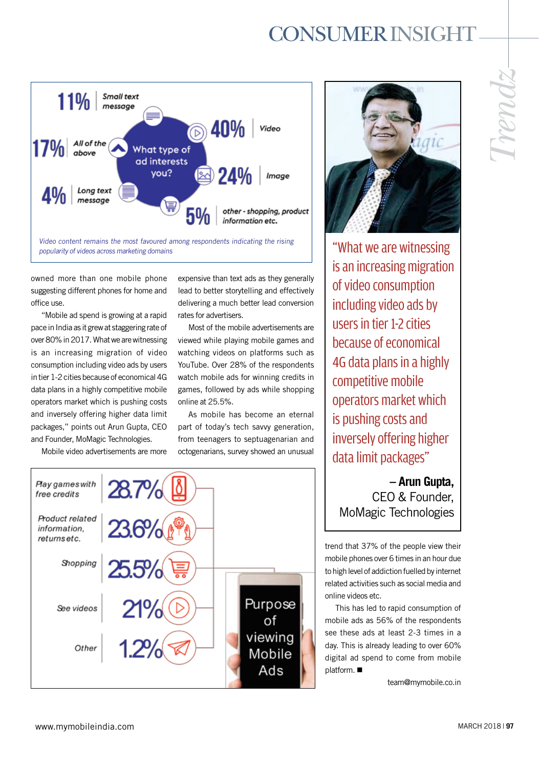11% Small text message

17% All of the above

4% Long text message

What type of ad interests you?

40% Video

24% Image

5% other - shopping, product information etc.

*Video content remains the most favoured among respondents indicating the rising popularity of videos across marketing domains*

owned more than one mobile phone suggesting different phones for home and office use.

"Mobile ad spend is growing at a rapid pace in India as it grew at staggering rate of over 80% in 2017. What we are witnessing is an increasing migration of video consumption including video ads by users in tier 1-2 cities because of economical 4G data plans in a highly competitive mobile operators market which is pushing costs and inversely offering higher data limit packages," points out Arun Gupta, CEO and Founder, MoMagic Technologies.

Mobile video advertisements are more expensive than text ads as they generally lead to better storytelling and effectively delivering a much better lead conversion rates for advertisers.

Most of the mobile advertisements are viewed while playing mobile games and watching videos on platforms such as YouTube. Over 28% of the respondents watch mobile ads for winning credits in games, followed by ads while shopping online at 25.5%.

As mobile has become an eternal part of today's tech savvy generation, from teenagers to septuagenarian and octogenarians, survey showed an unusual trend that 37% of the people view their mobile phones over 6 times in an hour due to high level of addiction fuelled by internet related activities such as social media and online videos etc.

This has led to rapid consumption of mobile ads as 56% of the respondents see these ads at least 2-3 times in a day. This is already leading to over 60% digital ad spend to come from mobile platform. ■

team@mymobile.co.in

Play games with free credits 28.7%

Product related information, returns etc. 23.6%

Shopping 25.5%

See videos 21%

Other 1.2%

Purpose of viewing Mobile Ads

"What we are witnessing is an increasing migration of video consumption including video ads by users in tier 1-2 cities because of economical 4G data plans in a highly competitive mobile operators market which is pushing costs and inversely offering higher data limit packages"

**– Arun Gupta,**
CEO & Founder,
MoMagic Technologies